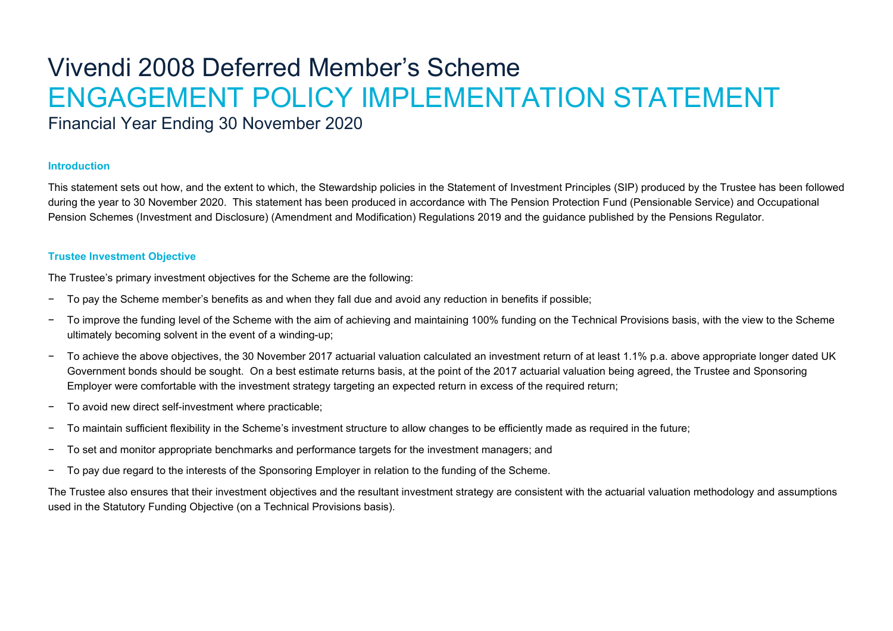# Vivendi 2008 Deferred Member's Scheme

# ENGAGEMENT POLICY IMPLEMENTATION STATEMENT

Financial Year Ending 30 November 2020

### Introduction

This statement sets out how, and the extent to which, the Stewardship policies in the Statement of Investment Principles (SIP) produced by the Trustee has been followed during the year to 30 November 2020. This statement has been produced in accordance with The Pension Protection Fund (Pensionable Service) and Occupational Pension Schemes (Investment and Disclosure) (Amendment and Modification) Regulations 2019 and the guidance published by the Pensions Regulator.

### Trustee Investment Objective

The Trustee's primary investment objectives for the Scheme are the following:

- To pay the Scheme member's benefits as and when they fall due and avoid any reduction in benefits if possible;
- To improve the funding level of the Scheme with the aim of achieving and maintaining 100% funding on the Technical Provisions basis, with the view to the Scheme ultimately becoming solvent in the event of a winding-up;
- To achieve the above objectives, the 30 November 2017 actuarial valuation calculated an investment return of at least 1.1% p.a. above appropriate longer dated UK Government bonds should be sought. On a best estimate returns basis, at the point of the 2017 actuarial valuation being agreed, the Trustee and Sponsoring Employer were comfortable with the investment strategy targeting an expected return in excess of the required return;
- To avoid new direct self-investment where practicable;
- To maintain sufficient flexibility in the Scheme's investment structure to allow changes to be efficiently made as required in the future;
- To set and monitor appropriate benchmarks and performance targets for the investment managers; and
- To pay due regard to the interests of the Sponsoring Employer in relation to the funding of the Scheme.

The Trustee also ensures that their investment objectives and the resultant investment strategy are consistent with the actuarial valuation methodology and assumptions used in the Statutory Funding Objective (on a Technical Provisions basis).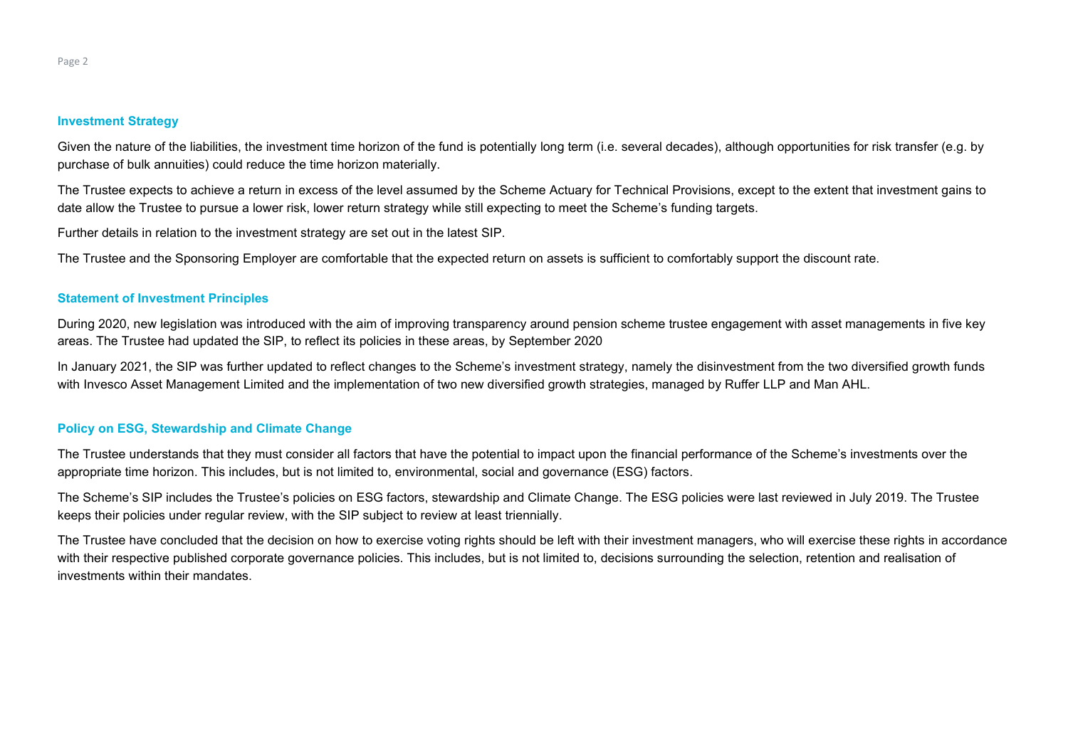## Investment Strategy

Given the nature of the liabilities, the investment time horizon of the fund is potentially long term (i.e. several decades), although opportunities for risk transfer (e.g. by purchase of bulk annuities) could reduce the time horizon materially.

The Trustee expects to achieve a return in excess of the level assumed by the Scheme Actuary for Technical Provisions, except to the extent that investment gains to date allow the Trustee to pursue a lower risk, lower return strategy while still expecting to meet the Scheme's funding targets.

Further details in relation to the investment strategy are set out in the latest SIP.

The Trustee and the Sponsoring Employer are comfortable that the expected return on assets is sufficient to comfortably support the discount rate.

## Statement of Investment Principles

During 2020, new legislation was introduced with the aim of improving transparency around pension scheme trustee engagement with asset managements in five key areas. The Trustee had updated the SIP, to reflect its policies in these areas, by September 2020

In January 2021, the SIP was further updated to reflect changes to the Scheme's investment strategy, namely the disinvestment from the two diversified growth funds with Invesco Asset Management Limited and the implementation of two new diversified growth strategies, managed by Ruffer LLP and Man AHL.

## Policy on ESG, Stewardship and Climate Change

The Trustee understands that they must consider all factors that have the potential to impact upon the financial performance of the Scheme's investments over the appropriate time horizon. This includes, but is not limited to, environmental, social and governance (ESG) factors.

The Scheme's SIP includes the Trustee's policies on ESG factors, stewardship and Climate Change. The ESG policies were last reviewed in July 2019. The Trustee keeps their policies under regular review, with the SIP subject to review at least triennially.

The Trustee have concluded that the decision on how to exercise voting rights should be left with their investment managers, who will exercise these rights in accordance with their respective published corporate governance policies. This includes, but is not limited to, decisions surrounding the selection, retention and realisation of investments within their mandates.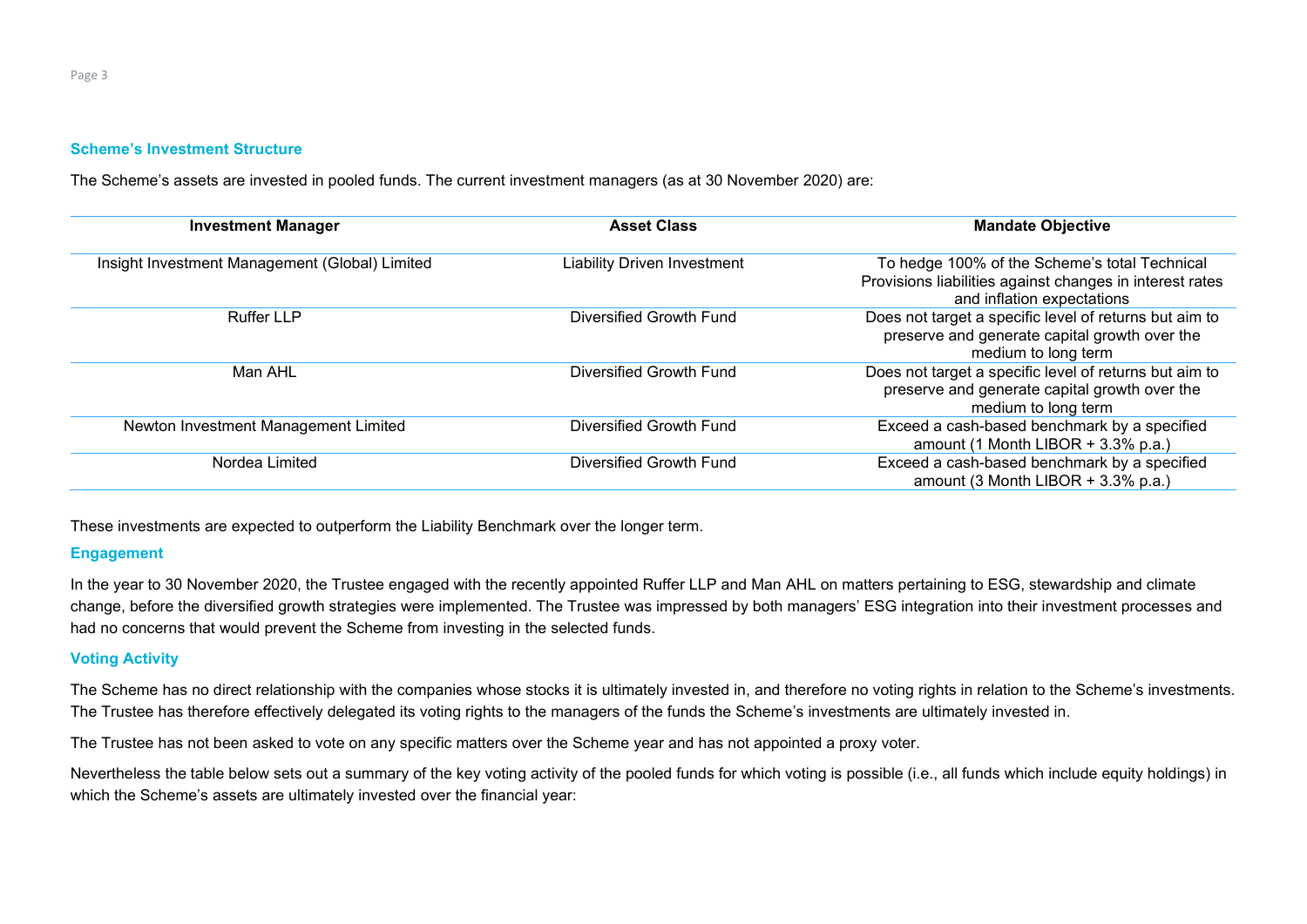### Scheme's Investment Structure

The Scheme's assets are invested in pooled funds. The current investment managers (as at 30 November 2020) are:

| Investment Manager | Asset Class | Mandate Objective |
|---|---|---|
| Insight Investment Management (Global) Limited | Liability Driven Investment | To hedge 100% of the Scheme's total Technical Provisions liabilities against changes in interest rates and inflation expectations |
| Ruffer LLP | Diversified Growth Fund | Does not target a specific level of returns but aim to preserve and generate capital growth over the medium to long term |
| Man AHL | Diversified Growth Fund | Does not target a specific level of returns but aim to preserve and generate capital growth over the medium to long term |
| Newton Investment Management Limited | Diversified Growth Fund | Exceed a cash-based benchmark by a specified amount (1 Month LIBOR + 3.3% p.a.) |
| Nordea Limited | Diversified Growth Fund | Exceed a cash-based benchmark by a specified amount (3 Month LIBOR + 3.3% p.a.) |

These investments are expected to outperform the Liability Benchmark over the longer term.

### Engagement

In the year to 30 November 2020, the Trustee engaged with the recently appointed Ruffer LLP and Man AHL on matters pertaining to ESG, stewardship and climate change, before the diversified growth strategies were implemented. The Trustee was impressed by both managers' ESG integration into their investment processes and had no concerns that would prevent the Scheme from investing in the selected funds.

### Voting Activity

The Scheme has no direct relationship with the companies whose stocks it is ultimately invested in, and therefore no voting rights in relation to the Scheme's investments. The Trustee has therefore effectively delegated its voting rights to the managers of the funds the Scheme's investments are ultimately invested in.

The Trustee has not been asked to vote on any specific matters over the Scheme year and has not appointed a proxy voter.

Nevertheless the table below sets out a summary of the key voting activity of the pooled funds for which voting is possible (i.e., all funds which include equity holdings) in which the Scheme's assets are ultimately invested over the financial year: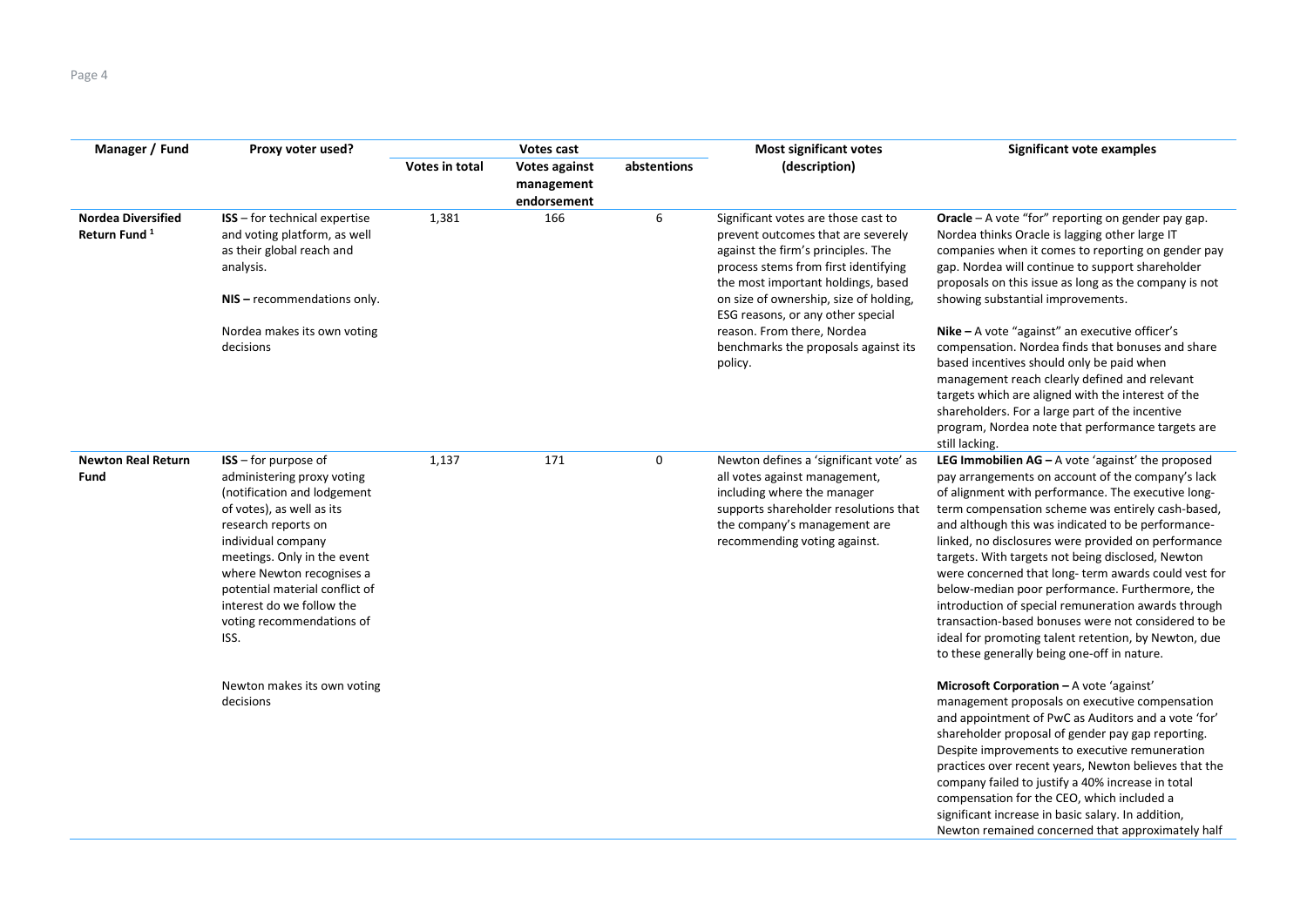| Manager / Fund | Proxy voter used? | Votes cast | | | Most significant votes (description) | Significant vote examples |
|---|---|---|---|---|---|---|
| | | Votes in total | Votes against management endorsement | abstentions | | |
| **Nordea Diversified Return Fund** [1] | **ISS** – for technical expertise and voting platform, as well as their global reach and analysis.<br><br>**NIS –** recommendations only.<br><br>Nordea makes its own voting decisions | 1,381 | 166 | 6 | Significant votes are those cast to prevent outcomes that are severely against the firm's principles. The process stems from first identifying the most important holdings, based on size of ownership, size of holding, ESG reasons, or any other special reason. From there, Nordea benchmarks the proposals against its policy. | **Oracle** – A vote "for" reporting on gender pay gap. Nordea thinks Oracle is lagging other large IT companies when it comes to reporting on gender pay gap. Nordea will continue to support shareholder proposals on this issue as long as the company is not showing substantial improvements.<br><br>**Nike –** A vote "against" an executive officer's compensation. Nordea finds that bonuses and share based incentives should only be paid when management reach clearly defined and relevant targets which are aligned with the interest of the shareholders. For a large part of the incentive program, Nordea note that performance targets are still lacking. |
| **Newton Real Return Fund** | **ISS** – for purpose of administering proxy voting (notification and lodgement of votes), as well as its research reports on individual company meetings. Only in the event where Newton recognises a potential material conflict of interest do we follow the voting recommendations of ISS.<br><br>Newton makes its own voting decisions | 1,137 | 171 | 0 | Newton defines a 'significant vote' as all votes against management, including where the manager supports shareholder resolutions that the company's management are recommending voting against. | **LEG Immobilien AG –** A vote 'against' the proposed pay arrangements on account of the company's lack of alignment with performance. The executive long-term compensation scheme was entirely cash-based, and although this was indicated to be performance-linked, no disclosures were provided on performance targets. With targets not being disclosed, Newton were concerned that long- term awards could vest for below-median poor performance. Furthermore, the introduction of special remuneration awards through transaction-based bonuses were not considered to be ideal for promoting talent retention, by Newton, due to these generally being one-off in nature.<br><br>**Microsoft Corporation –** A vote 'against' management proposals on executive compensation and appointment of PwC as Auditors and a vote 'for' shareholder proposal of gender pay gap reporting. Despite improvements to executive remuneration practices over recent years, Newton believes that the company failed to justify a 40% increase in total compensation for the CEO, which included a significant increase in basic salary. In addition, Newton remained concerned that approximately half |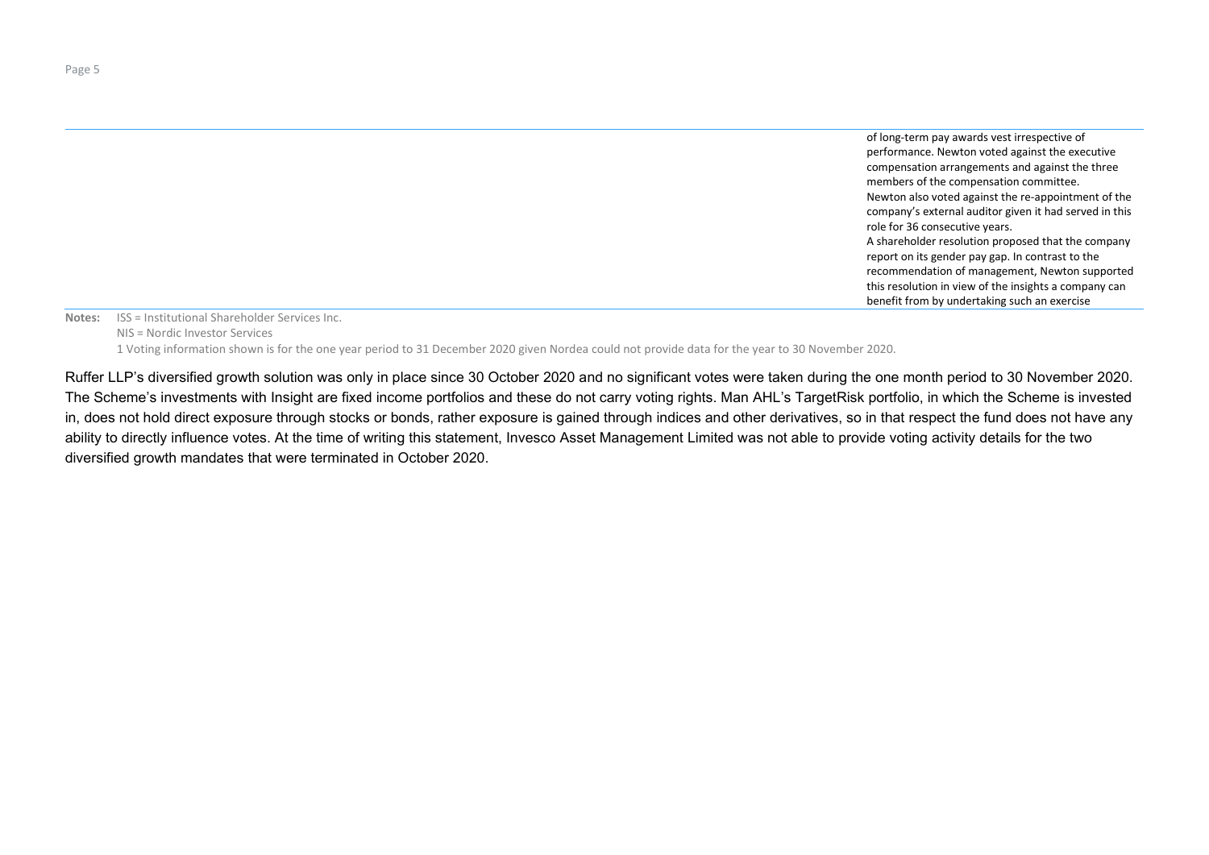| | |
|---|---|
| | of long-term pay awards vest irrespective of performance. Newton voted against the executive compensation arrangements and against the three members of the compensation committee.<br>Newton also voted against the re-appointment of the company's external auditor given it had served in this role for 36 consecutive years.<br>A shareholder resolution proposed that the company report on its gender pay gap. In contrast to the recommendation of management, Newton supported this resolution in view of the insights a company can benefit from by undertaking such an exercise |

**Notes:** ISS = Institutional Shareholder Services Inc.

NIS = Nordic Investor Services

1 Voting information shown is for the one year period to 31 December 2020 given Nordea could not provide data for the year to 30 November 2020.

Ruffer LLP's diversified growth solution was only in place since 30 October 2020 and no significant votes were taken during the one month period to 30 November 2020. The Scheme's investments with Insight are fixed income portfolios and these do not carry voting rights. Man AHL's TargetRisk portfolio, in which the Scheme is invested in, does not hold direct exposure through stocks or bonds, rather exposure is gained through indices and other derivatives, so in that respect the fund does not have any ability to directly influence votes. At the time of writing this statement, Invesco Asset Management Limited was not able to provide voting activity details for the two diversified growth mandates that were terminated in October 2020.